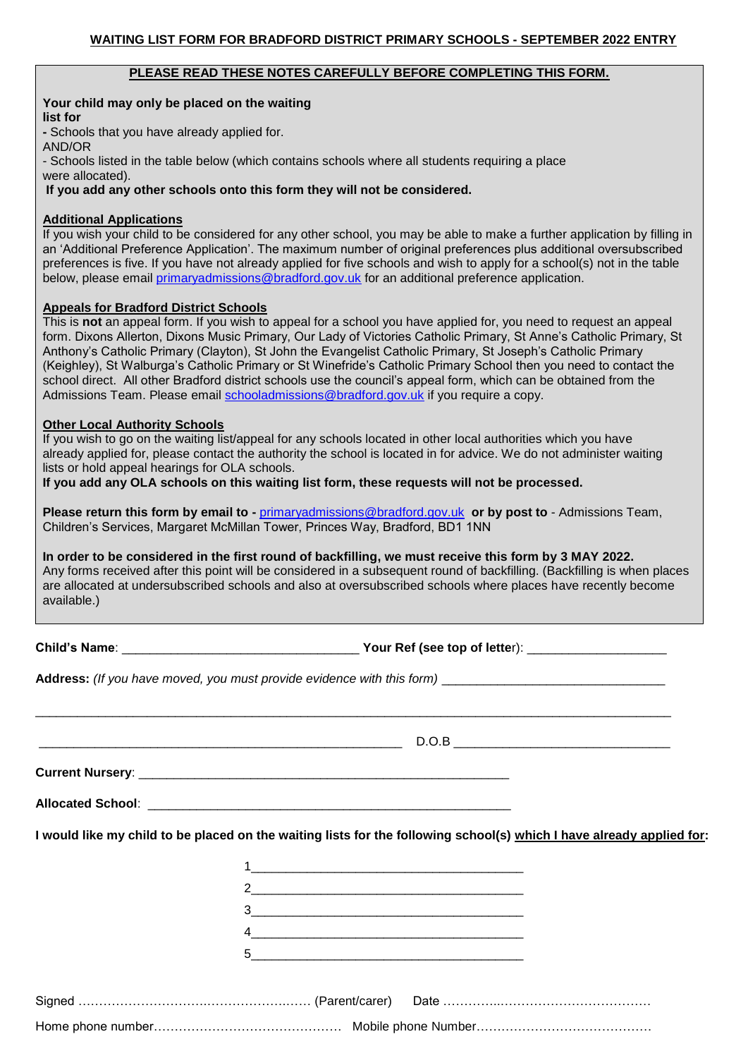# WAITING LIST FORM FOR BRADFORD DISTRICT PRIMARY SCHOOLS - SEPTEMBER 2022 ENTRY

**PLEASE READ THESE NOTES CAREFULLY BEFORE COMPLETING THIS FORM.**

**Your child may only be placed on the waiting list for**

- Schools that you have already applied for.

AND/OR

- Schools listed in the table below (which contains schools where all students requiring a place were allocated).

**If you add any other schools onto this form they will not be considered.**

**Additional Applications**

If you wish your child to be considered for any other school, you may be able to make a further application by filling in an 'Additional Preference Application'. The maximum number of original preferences plus additional oversubscribed preferences is five. If you have not already applied for five schools and wish to apply for a school(s) not in the table below, please email primaryadmissions@bradford.gov.uk for an additional preference application.

**Appeals for Bradford District Schools**

This is **not** an appeal form. If you wish to appeal for a school you have applied for, you need to request an appeal form. Dixons Allerton, Dixons Music Primary, Our Lady of Victories Catholic Primary, St Anne's Catholic Primary, St Anthony's Catholic Primary (Clayton), St John the Evangelist Catholic Primary, St Joseph's Catholic Primary (Keighley), St Walburga's Catholic Primary or St Winefride's Catholic Primary School then you need to contact the school direct. All other Bradford district schools use the council's appeal form, which can be obtained from the Admissions Team. Please email schooladmissions@bradford.gov.uk if you require a copy.

**Other Local Authority Schools**

If you wish to go on the waiting list/appeal for any schools located in other local authorities which you have already applied for, please contact the authority the school is located in for advice. We do not administer waiting lists or hold appeal hearings for OLA schools.

**If you add any OLA schools on this waiting list form, these requests will not be processed.**

**Please return this form by email to -** primaryadmissions@bradford.gov.uk **or by post to** - Admissions Team, Children's Services, Margaret McMillan Tower, Princes Way, Bradford, BD1 1NN

**In order to be considered in the first round of backfilling, we must receive this form by 3 MAY 2022.**

Any forms received after this point will be considered in a subsequent round of backfilling. (Backfilling is when places are allocated at undersubscribed schools and also at oversubscribed schools where places have recently become available.)

**Child's Name**: ________________________________ **Your Ref (see top of letter**): ____________________

**Address:** *(If you have moved, you must provide evidence with this form)* ______________________________

__________________________________________________________________________________________

__________________________________________________ D.O.B ______________________________

**Current Nursery**: ____________________________________________________

**Allocated School**: ___________________________________________________

**I would like my child to be placed on the waiting lists for the following school(s) which I have already applied for:**

1______________________________________

2______________________________________

3______________________________________

4______________________________________

5______________________________________

Signed ……………………………………………… (Parent/carer) Date ……………………………………………

Home phone number……………………………………… Mobile phone Number……………………………………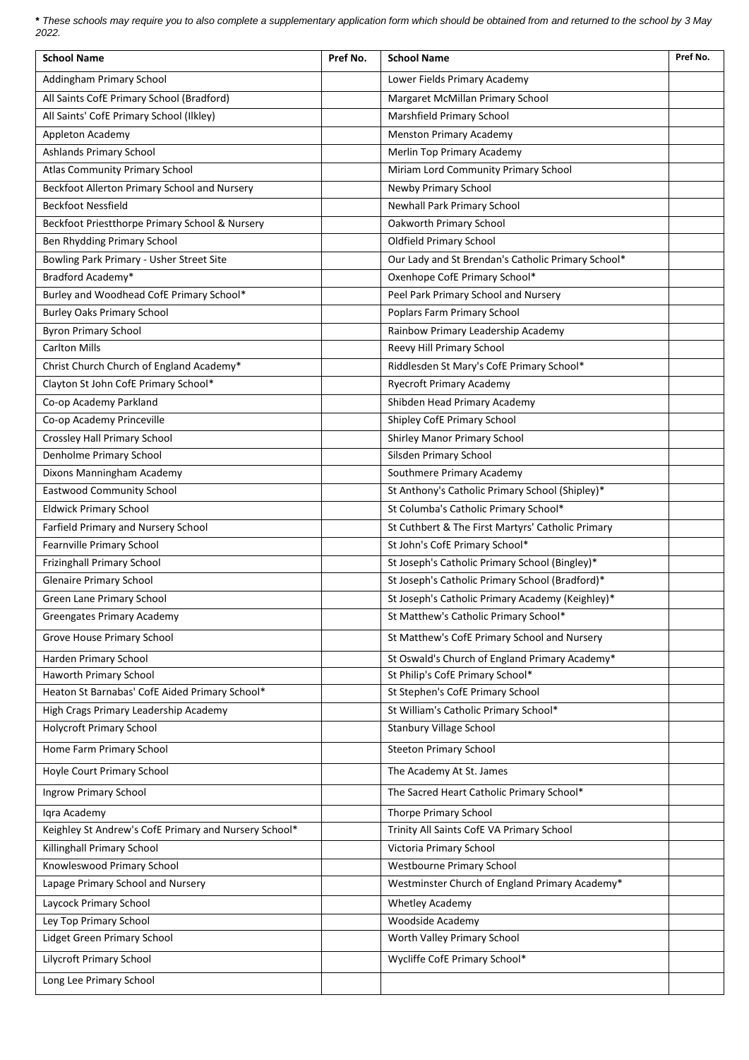*\* These schools may require you to also complete a supplementary application form which should be obtained from and returned to the school by 3 May 2022.*

| School Name | Pref No. | School Name | Pref No. |
|---|---|---|---|
| Addingham Primary School | | Lower Fields Primary Academy | |
| All Saints CofE Primary School (Bradford) | | Margaret McMillan Primary School | |
| All Saints' CofE Primary School (Ilkley) | | Marshfield Primary School | |
| Appleton Academy | | Menston Primary Academy | |
| Ashlands Primary School | | Merlin Top Primary Academy | |
| Atlas Community Primary School | | Miriam Lord Community Primary School | |
| Beckfoot Allerton Primary School and Nursery | | Newby Primary School | |
| Beckfoot Nessfield | | Newhall Park Primary School | |
| Beckfoot Priestthorpe Primary School & Nursery | | Oakworth Primary School | |
| Ben Rhydding Primary School | | Oldfield Primary School | |
| Bowling Park Primary - Usher Street Site | | Our Lady and St Brendan's Catholic Primary School* | |
| Bradford Academy* | | Oxenhope CofE Primary School* | |
| Burley and Woodhead CofE Primary School* | | Peel Park Primary School and Nursery | |
| Burley Oaks Primary School | | Poplars Farm Primary School | |
| Byron Primary School | | Rainbow Primary Leadership Academy | |
| Carlton Mills | | Reevy Hill Primary School | |
| Christ Church Church of England Academy* | | Riddlesden St Mary's CofE Primary School* | |
| Clayton St John CofE Primary School* | | Ryecroft Primary Academy | |
| Co-op Academy Parkland | | Shibden Head Primary Academy | |
| Co-op Academy Princeville | | Shipley CofE Primary School | |
| Crossley Hall Primary School | | Shirley Manor Primary School | |
| Denholme Primary School | | Silsden Primary School | |
| Dixons Manningham Academy | | Southmere Primary Academy | |
| Eastwood Community School | | St Anthony's Catholic Primary School (Shipley)* | |
| Eldwick Primary School | | St Columba's Catholic Primary School* | |
| Farfield Primary and Nursery School | | St Cuthbert & The First Martyrs' Catholic Primary | |
| Fearnville Primary School | | St John's CofE Primary School* | |
| Frizinghall Primary School | | St Joseph's Catholic Primary School (Bingley)* | |
| Glenaire Primary School | | St Joseph's Catholic Primary School (Bradford)* | |
| Green Lane Primary School | | St Joseph's Catholic Primary Academy (Keighley)* | |
| Greengates Primary Academy | | St Matthew's Catholic Primary School* | |
| Grove House Primary School | | St Matthew's CofE Primary School and Nursery | |
| Harden Primary School | | St Oswald's Church of England Primary Academy* | |
| Haworth Primary School | | St Philip's CofE Primary School* | |
| Heaton St Barnabas' CofE Aided Primary School* | | St Stephen's CofE Primary School | |
| High Crags Primary Leadership Academy | | St William's Catholic Primary School* | |
| Holycroft Primary School | | Stanbury Village School | |
| Home Farm Primary School | | Steeton Primary School | |
| Hoyle Court Primary School | | The Academy At St. James | |
| Ingrow Primary School | | The Sacred Heart Catholic Primary School* | |
| Iqra Academy | | Thorpe Primary School | |
| Keighley St Andrew's CofE Primary and Nursery School* | | Trinity All Saints CofE VA Primary School | |
| Killinghall Primary School | | Victoria Primary School | |
| Knowleswood Primary School | | Westbourne Primary School | |
| Lapage Primary School and Nursery | | Westminster Church of England Primary Academy* | |
| Laycock Primary School | | Whetley Academy | |
| Ley Top Primary School | | Woodside Academy | |
| Lidget Green Primary School | | Worth Valley Primary School | |
| Lilycroft Primary School | | Wycliffe CofE Primary School* | |
| Long Lee Primary School | | | |